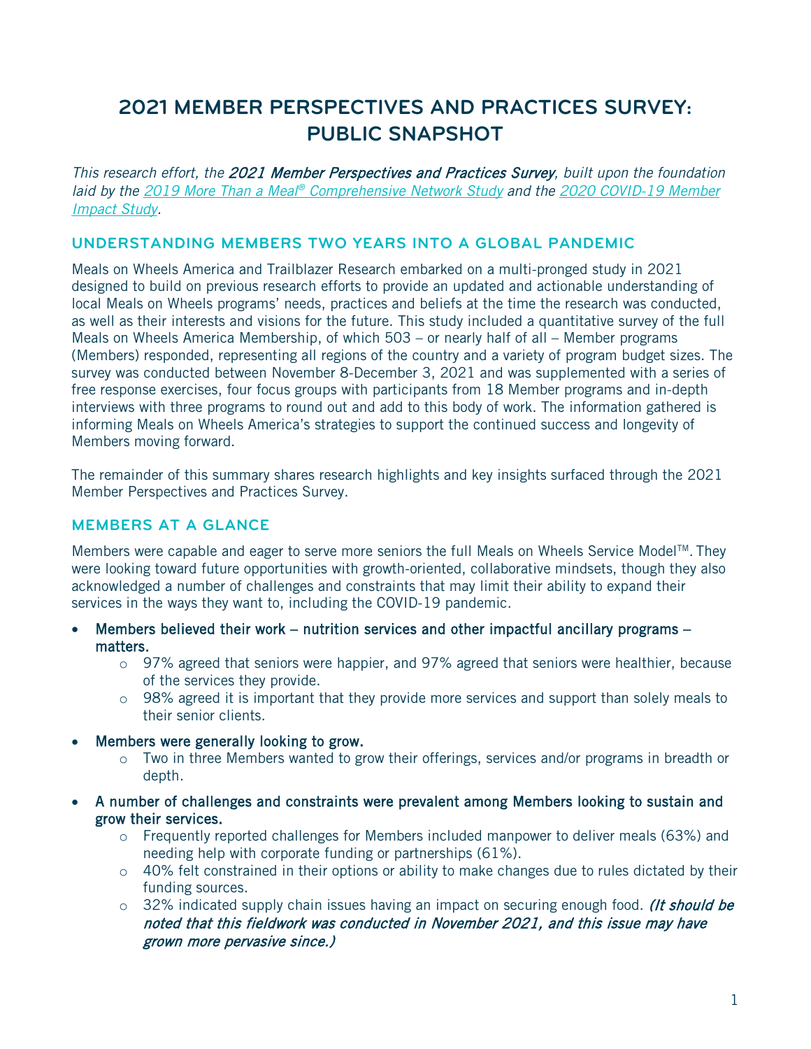# 2021 MEMBER PERSPECTIVES AND PRACTICES SURVEY: PUBLIC SNAPSHOT

*This research effort, the **2021 Member Perspectives and Practices Survey**, built upon the foundation laid by the [2019 More Than a Meal® Comprehensive Network Study](#) and the [2020 COVID-19 Member Impact Study](#).*

## UNDERSTANDING MEMBERS TWO YEARS INTO A GLOBAL PANDEMIC

Meals on Wheels America and Trailblazer Research embarked on a multi-pronged study in 2021 designed to build on previous research efforts to provide an updated and actionable understanding of local Meals on Wheels programs' needs, practices and beliefs at the time the research was conducted, as well as their interests and visions for the future. This study included a quantitative survey of the full Meals on Wheels America Membership, of which 503 – or nearly half of all – Member programs (Members) responded, representing all regions of the country and a variety of program budget sizes. The survey was conducted between November 8-December 3, 2021 and was supplemented with a series of free response exercises, four focus groups with participants from 18 Member programs and in-depth interviews with three programs to round out and add to this body of work. The information gathered is informing Meals on Wheels America's strategies to support the continued success and longevity of Members moving forward.

The remainder of this summary shares research highlights and key insights surfaced through the 2021 Member Perspectives and Practices Survey.

## MEMBERS AT A GLANCE

Members were capable and eager to serve more seniors the full Meals on Wheels Service Model™. They were looking toward future opportunities with growth-oriented, collaborative mindsets, though they also acknowledged a number of challenges and constraints that may limit their ability to expand their services in the ways they want to, including the COVID-19 pandemic.

- Members believed their work – nutrition services and other impactful ancillary programs – matters.
  - 97% agreed that seniors were happier, and 97% agreed that seniors were healthier, because of the services they provide.
  - 98% agreed it is important that they provide more services and support than solely meals to their senior clients.
- Members were generally looking to grow.
  - Two in three Members wanted to grow their offerings, services and/or programs in breadth or depth.
- A number of challenges and constraints were prevalent among Members looking to sustain and grow their services.
  - Frequently reported challenges for Members included manpower to deliver meals (63%) and needing help with corporate funding or partnerships (61%).
  - 40% felt constrained in their options or ability to make changes due to rules dictated by their funding sources.
  - 32% indicated supply chain issues having an impact on securing enough food. *(It should be noted that this fieldwork was conducted in November 2021, and this issue may have grown more pervasive since.)*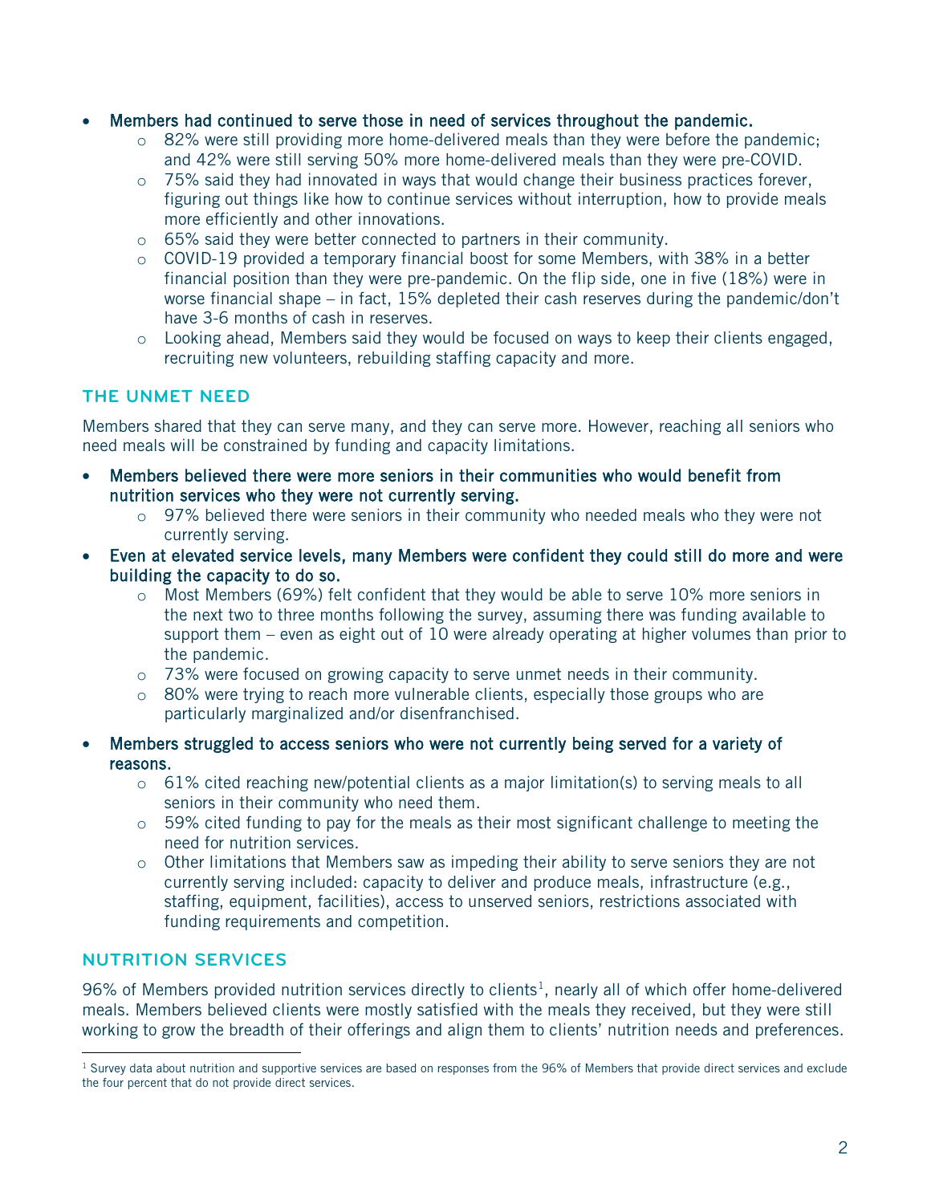- **Members had continued to serve those in need of services throughout the pandemic.**
  - 82% were still providing more home-delivered meals than they were before the pandemic; and 42% were still serving 50% more home-delivered meals than they were pre-COVID.
  - 75% said they had innovated in ways that would change their business practices forever, figuring out things like how to continue services without interruption, how to provide meals more efficiently and other innovations.
  - 65% said they were better connected to partners in their community.
  - COVID-19 provided a temporary financial boost for some Members, with 38% in a better financial position than they were pre-pandemic. On the flip side, one in five (18%) were in worse financial shape – in fact, 15% depleted their cash reserves during the pandemic/don't have 3-6 months of cash in reserves.
  - Looking ahead, Members said they would be focused on ways to keep their clients engaged, recruiting new volunteers, rebuilding staffing capacity and more.

## THE UNMET NEED

Members shared that they can serve many, and they can serve more. However, reaching all seniors who need meals will be constrained by funding and capacity limitations.

- **Members believed there were more seniors in their communities who would benefit from nutrition services who they were not currently serving.**
  - 97% believed there were seniors in their community who needed meals who they were not currently serving.
- **Even at elevated service levels, many Members were confident they could still do more and were building the capacity to do so.**
  - Most Members (69%) felt confident that they would be able to serve 10% more seniors in the next two to three months following the survey, assuming there was funding available to support them – even as eight out of 10 were already operating at higher volumes than prior to the pandemic.
  - 73% were focused on growing capacity to serve unmet needs in their community.
  - 80% were trying to reach more vulnerable clients, especially those groups who are particularly marginalized and/or disenfranchised.
- **Members struggled to access seniors who were not currently being served for a variety of reasons.**
  - 61% cited reaching new/potential clients as a major limitation(s) to serving meals to all seniors in their community who need them.
  - 59% cited funding to pay for the meals as their most significant challenge to meeting the need for nutrition services.
  - Other limitations that Members saw as impeding their ability to serve seniors they are not currently serving included: capacity to deliver and produce meals, infrastructure (e.g., staffing, equipment, facilities), access to unserved seniors, restrictions associated with funding requirements and competition.

## NUTRITION SERVICES

96% of Members provided nutrition services directly to clients[1], nearly all of which offer home-delivered meals. Members believed clients were mostly satisfied with the meals they received, but they were still working to grow the breadth of their offerings and align them to clients' nutrition needs and preferences.

[1] Survey data about nutrition and supportive services are based on responses from the 96% of Members that provide direct services and exclude the four percent that do not provide direct services.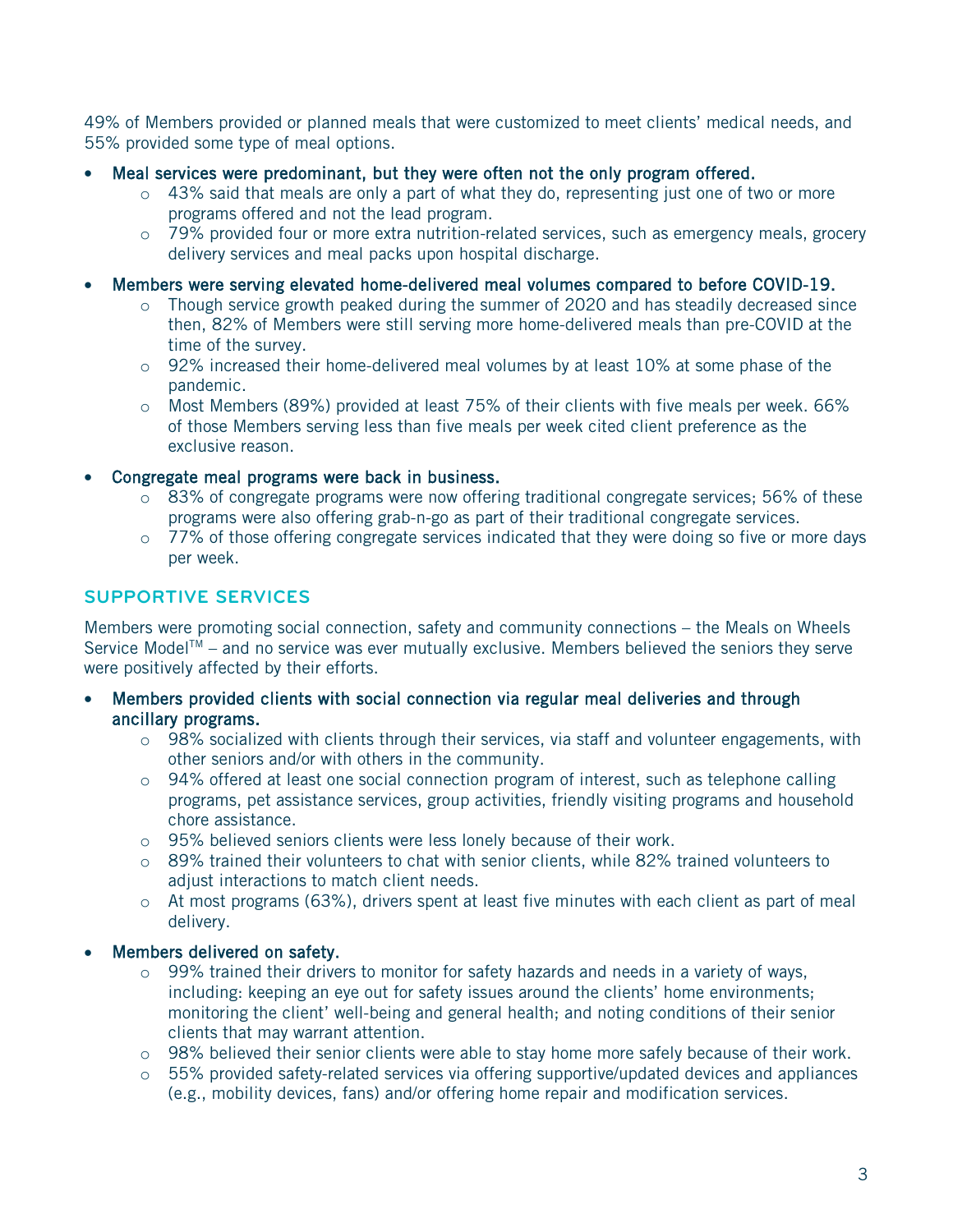49% of Members provided or planned meals that were customized to meet clients' medical needs, and 55% provided some type of meal options.

- **Meal services were predominant, but they were often not the only program offered.**
  - 43% said that meals are only a part of what they do, representing just one of two or more programs offered and not the lead program.
  - 79% provided four or more extra nutrition-related services, such as emergency meals, grocery delivery services and meal packs upon hospital discharge.
- **Members were serving elevated home-delivered meal volumes compared to before COVID-19.**
  - Though service growth peaked during the summer of 2020 and has steadily decreased since then, 82% of Members were still serving more home-delivered meals than pre-COVID at the time of the survey.
  - 92% increased their home-delivered meal volumes by at least 10% at some phase of the pandemic.
  - Most Members (89%) provided at least 75% of their clients with five meals per week. 66% of those Members serving less than five meals per week cited client preference as the exclusive reason.
- **Congregate meal programs were back in business.**
  - 83% of congregate programs were now offering traditional congregate services; 56% of these programs were also offering grab-n-go as part of their traditional congregate services.
  - 77% of those offering congregate services indicated that they were doing so five or more days per week.

## SUPPORTIVE SERVICES

Members were promoting social connection, safety and community connections – the Meals on Wheels Service Model™ – and no service was ever mutually exclusive. Members believed the seniors they serve were positively affected by their efforts.

- **Members provided clients with social connection via regular meal deliveries and through ancillary programs.**
  - 98% socialized with clients through their services, via staff and volunteer engagements, with other seniors and/or with others in the community.
  - 94% offered at least one social connection program of interest, such as telephone calling programs, pet assistance services, group activities, friendly visiting programs and household chore assistance.
  - 95% believed seniors clients were less lonely because of their work.
  - 89% trained their volunteers to chat with senior clients, while 82% trained volunteers to adjust interactions to match client needs.
  - At most programs (63%), drivers spent at least five minutes with each client as part of meal delivery.
- **Members delivered on safety.**
  - 99% trained their drivers to monitor for safety hazards and needs in a variety of ways, including: keeping an eye out for safety issues around the clients' home environments; monitoring the client' well-being and general health; and noting conditions of their senior clients that may warrant attention.
  - 98% believed their senior clients were able to stay home more safely because of their work.
  - 55% provided safety-related services via offering supportive/updated devices and appliances (e.g., mobility devices, fans) and/or offering home repair and modification services.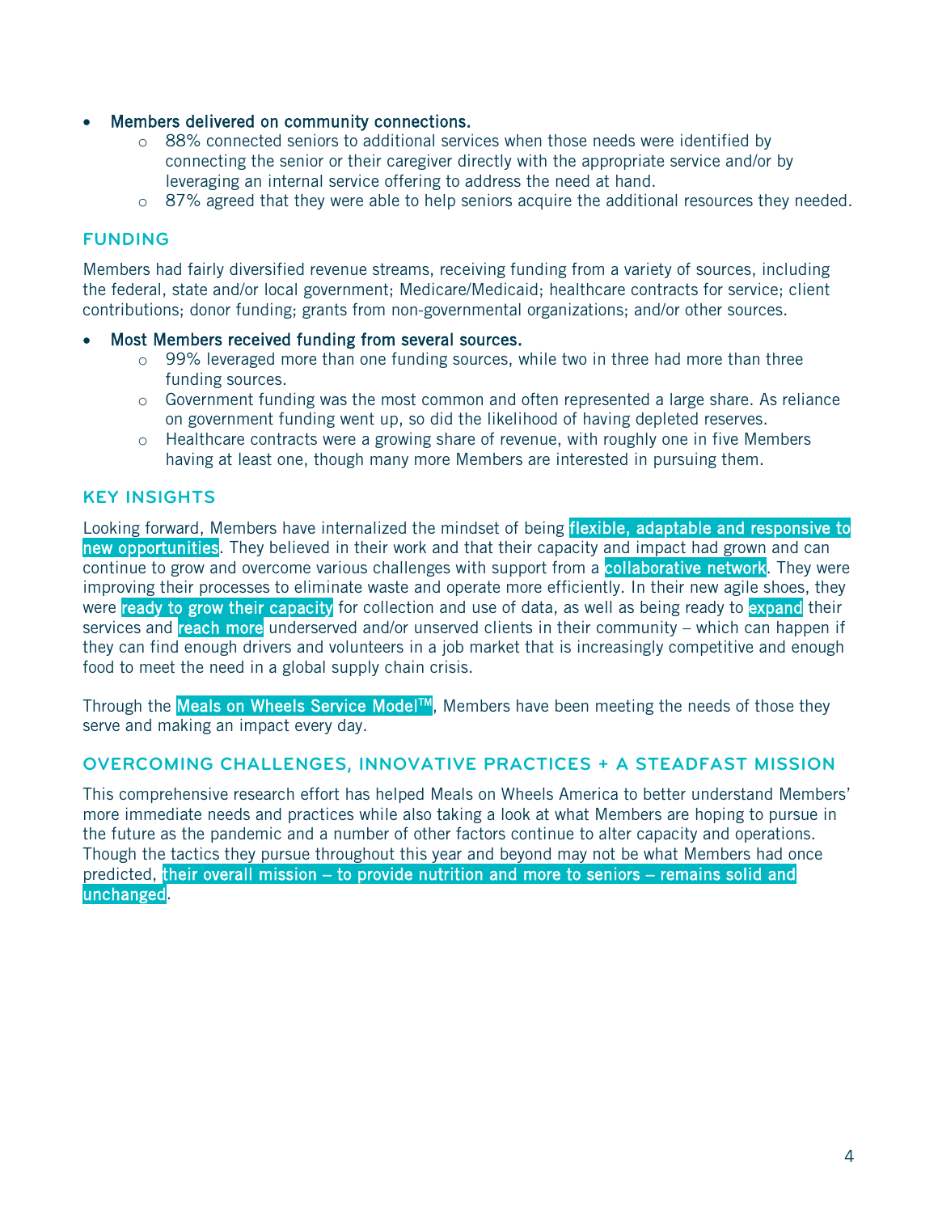- **Members delivered on community connections.**
    - 88% connected seniors to additional services when those needs were identified by connecting the senior or their caregiver directly with the appropriate service and/or by leveraging an internal service offering to address the need at hand.
    - 87% agreed that they were able to help seniors acquire the additional resources they needed.

## FUNDING

Members had fairly diversified revenue streams, receiving funding from a variety of sources, including the federal, state and/or local government; Medicare/Medicaid; healthcare contracts for service; client contributions; donor funding; grants from non-governmental organizations; and/or other sources.

- **Most Members received funding from several sources.**
    - 99% leveraged more than one funding sources, while two in three had more than three funding sources.
    - Government funding was the most common and often represented a large share. As reliance on government funding went up, so did the likelihood of having depleted reserves.
    - Healthcare contracts were a growing share of revenue, with roughly one in five Members having at least one, though many more Members are interested in pursuing them.

## KEY INSIGHTS

Looking forward, Members have internalized the mindset of being **flexible, adaptable and responsive to new opportunities**. They believed in their work and that their capacity and impact had grown and can continue to grow and overcome various challenges with support from a **collaborative network**. They were improving their processes to eliminate waste and operate more efficiently. In their new agile shoes, they were **ready to grow their capacity** for collection and use of data, as well as being ready to **expand** their services and **reach more** underserved and/or unserved clients in their community – which can happen if they can find enough drivers and volunteers in a job market that is increasingly competitive and enough food to meet the need in a global supply chain crisis.

Through the **Meals on Wheels Service Model™**, Members have been meeting the needs of those they serve and making an impact every day.

## OVERCOMING CHALLENGES, INNOVATIVE PRACTICES + A STEADFAST MISSION

This comprehensive research effort has helped Meals on Wheels America to better understand Members' more immediate needs and practices while also taking a look at what Members are hoping to pursue in the future as the pandemic and a number of other factors continue to alter capacity and operations. Though the tactics they pursue throughout this year and beyond may not be what Members had once predicted, **their overall mission – to provide nutrition and more to seniors – remains solid and unchanged**.